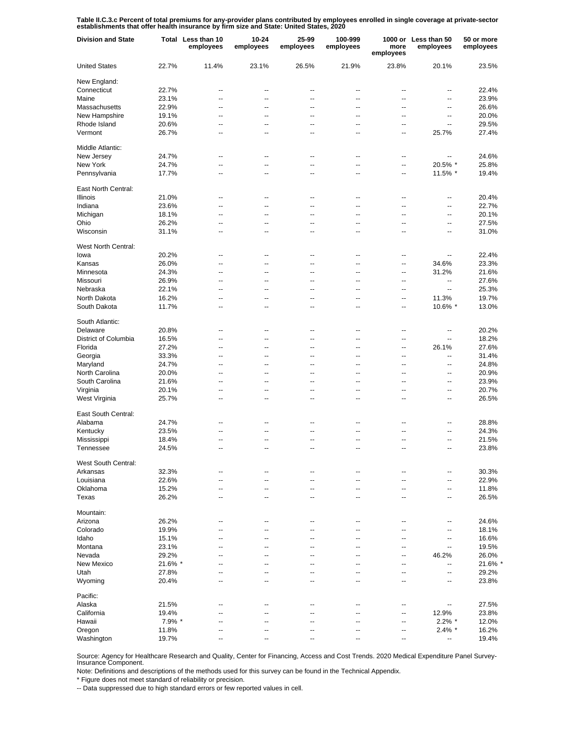**Table II.C.3.c Percent of total premiums for any-provider plans contributed by employees enrolled in single coverage at private-sector establishments that offer health insurance by firm size and State: United States, 2020**

| Division and State | Total | Less than 10 employees | 10-24 employees | 25-99 employees | 100-999 employees | 1000 or more employees | Less than 50 employees | 50 or more employees |
|---|---|---|---|---|---|---|---|---|
| United States | 22.7% | 11.4% | 23.1% | 26.5% | 21.9% | 23.8% | 20.1% | 23.5% |
| New England: | | | | | | | | |
| Connecticut | 22.7% | -- | -- | -- | -- | -- | -- | 22.4% |
| Maine | 23.1% | -- | -- | -- | -- | -- | -- | 23.9% |
| Massachusetts | 22.9% | -- | -- | -- | -- | -- | -- | 26.6% |
| New Hampshire | 19.1% | -- | -- | -- | -- | -- | -- | 20.0% |
| Rhode Island | 20.6% | -- | -- | -- | -- | -- | -- | 29.5% |
| Vermont | 26.7% | -- | -- | -- | -- | -- | 25.7% | 27.4% |
| Middle Atlantic: | | | | | | | | |
| New Jersey | 24.7% | -- | -- | -- | -- | -- | -- | 24.6% |
| New York | 24.7% | -- | -- | -- | -- | -- | 20.5% * | 25.8% |
| Pennsylvania | 17.7% | -- | -- | -- | -- | -- | 11.5% * | 19.4% |
| East North Central: | | | | | | | | |
| Illinois | 21.0% | -- | -- | -- | -- | -- | -- | 20.4% |
| Indiana | 23.6% | -- | -- | -- | -- | -- | -- | 22.7% |
| Michigan | 18.1% | -- | -- | -- | -- | -- | -- | 20.1% |
| Ohio | 26.2% | -- | -- | -- | -- | -- | -- | 27.5% |
| Wisconsin | 31.1% | -- | -- | -- | -- | -- | -- | 31.0% |
| West North Central: | | | | | | | | |
| Iowa | 20.2% | -- | -- | -- | -- | -- | -- | 22.4% |
| Kansas | 26.0% | -- | -- | -- | -- | -- | 34.6% | 23.3% |
| Minnesota | 24.3% | -- | -- | -- | -- | -- | 31.2% | 21.6% |
| Missouri | 26.9% | -- | -- | -- | -- | -- | -- | 27.6% |
| Nebraska | 22.1% | -- | -- | -- | -- | -- | -- | 25.3% |
| North Dakota | 16.2% | -- | -- | -- | -- | -- | 11.3% | 19.7% |
| South Dakota | 11.7% | -- | -- | -- | -- | -- | 10.6% * | 13.0% |
| South Atlantic: | | | | | | | | |
| Delaware | 20.8% | -- | -- | -- | -- | -- | -- | 20.2% |
| District of Columbia | 16.5% | -- | -- | -- | -- | -- | -- | 18.2% |
| Florida | 27.2% | -- | -- | -- | -- | -- | 26.1% | 27.6% |
| Georgia | 33.3% | -- | -- | -- | -- | -- | -- | 31.4% |
| Maryland | 24.7% | -- | -- | -- | -- | -- | -- | 24.8% |
| North Carolina | 20.0% | -- | -- | -- | -- | -- | -- | 20.9% |
| South Carolina | 21.6% | -- | -- | -- | -- | -- | -- | 23.9% |
| Virginia | 20.1% | -- | -- | -- | -- | -- | -- | 20.7% |
| West Virginia | 25.7% | -- | -- | -- | -- | -- | -- | 26.5% |
| East South Central: | | | | | | | | |
| Alabama | 24.7% | -- | -- | -- | -- | -- | -- | 28.8% |
| Kentucky | 23.5% | -- | -- | -- | -- | -- | -- | 24.3% |
| Mississippi | 18.4% | -- | -- | -- | -- | -- | -- | 21.5% |
| Tennessee | 24.5% | -- | -- | -- | -- | -- | -- | 23.8% |
| West South Central: | | | | | | | | |
| Arkansas | 32.3% | -- | -- | -- | -- | -- | -- | 30.3% |
| Louisiana | 22.6% | -- | -- | -- | -- | -- | -- | 22.9% |
| Oklahoma | 15.2% | -- | -- | -- | -- | -- | -- | 11.8% |
| Texas | 26.2% | -- | -- | -- | -- | -- | -- | 26.5% |
| Mountain: | | | | | | | | |
| Arizona | 26.2% | -- | -- | -- | -- | -- | -- | 24.6% |
| Colorado | 19.9% | -- | -- | -- | -- | -- | -- | 18.1% |
| Idaho | 15.1% | -- | -- | -- | -- | -- | -- | 16.6% |
| Montana | 23.1% | -- | -- | -- | -- | -- | -- | 19.5% |
| Nevada | 29.2% | -- | -- | -- | -- | -- | 46.2% | 26.0% |
| New Mexico | 21.6% * | -- | -- | -- | -- | -- | -- | 21.6% * |
| Utah | 27.8% | -- | -- | -- | -- | -- | -- | 29.2% |
| Wyoming | 20.4% | -- | -- | -- | -- | -- | -- | 23.8% |
| Pacific: | | | | | | | | |
| Alaska | 21.5% | -- | -- | -- | -- | -- | -- | 27.5% |
| California | 19.4% | -- | -- | -- | -- | -- | 12.9% | 23.8% |
| Hawaii | 7.9% * | -- | -- | -- | -- | -- | 2.2% * | 12.0% |
| Oregon | 11.8% | -- | -- | -- | -- | -- | 2.4% * | 16.2% |
| Washington | 19.7% | -- | -- | -- | -- | -- | -- | 19.4% |

Source: Agency for Healthcare Research and Quality, Center for Financing, Access and Cost Trends. 2020 Medical Expenditure Panel Survey-Insurance Component.

Note: Definitions and descriptions of the methods used for this survey can be found in the Technical Appendix.

* Figure does not meet standard of reliability or precision.

-- Data suppressed due to high standard errors or few reported values in cell.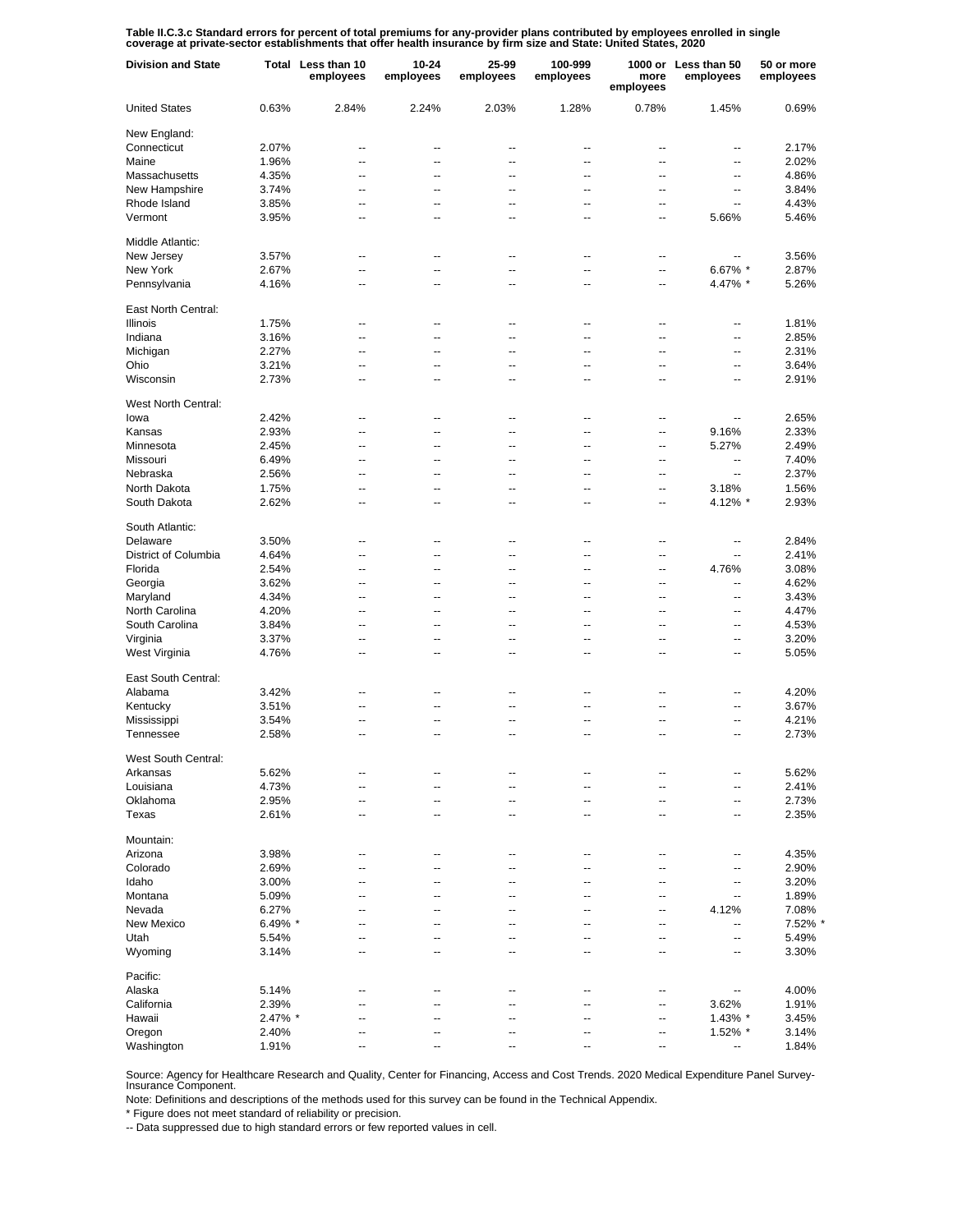**Table II.C.3.c Standard errors for percent of total premiums for any-provider plans contributed by employees enrolled in single coverage at private-sector establishments that offer health insurance by firm size and State: United States, 2020**

| Division and State | Total | Less than 10 employees | 10-24 employees | 25-99 employees | 100-999 employees | 1000 or more employees | Less than 50 employees | 50 or more employees |
|---|---|---|---|---|---|---|---|---|
| United States | 0.63% | 2.84% | 2.24% | 2.03% | 1.28% | 0.78% | 1.45% | 0.69% |
| New England: | | | | | | | | |
| Connecticut | 2.07% | -- | -- | -- | -- | -- | -- | 2.17% |
| Maine | 1.96% | -- | -- | -- | -- | -- | -- | 2.02% |
| Massachusetts | 4.35% | -- | -- | -- | -- | -- | -- | 4.86% |
| New Hampshire | 3.74% | -- | -- | -- | -- | -- | -- | 3.84% |
| Rhode Island | 3.85% | -- | -- | -- | -- | -- | -- | 4.43% |
| Vermont | 3.95% | -- | -- | -- | -- | -- | 5.66% | 5.46% |
| Middle Atlantic: | | | | | | | | |
| New Jersey | 3.57% | -- | -- | -- | -- | -- | -- | 3.56% |
| New York | 2.67% | -- | -- | -- | -- | -- | 6.67% * | 2.87% |
| Pennsylvania | 4.16% | -- | -- | -- | -- | -- | 4.47% * | 5.26% |
| East North Central: | | | | | | | | |
| Illinois | 1.75% | -- | -- | -- | -- | -- | -- | 1.81% |
| Indiana | 3.16% | -- | -- | -- | -- | -- | -- | 2.85% |
| Michigan | 2.27% | -- | -- | -- | -- | -- | -- | 2.31% |
| Ohio | 3.21% | -- | -- | -- | -- | -- | -- | 3.64% |
| Wisconsin | 2.73% | -- | -- | -- | -- | -- | -- | 2.91% |
| West North Central: | | | | | | | | |
| Iowa | 2.42% | -- | -- | -- | -- | -- | -- | 2.65% |
| Kansas | 2.93% | -- | -- | -- | -- | -- | 9.16% | 2.33% |
| Minnesota | 2.45% | -- | -- | -- | -- | -- | 5.27% | 2.49% |
| Missouri | 6.49% | -- | -- | -- | -- | -- | -- | 7.40% |
| Nebraska | 2.56% | -- | -- | -- | -- | -- | -- | 2.37% |
| North Dakota | 1.75% | -- | -- | -- | -- | -- | 3.18% | 1.56% |
| South Dakota | 2.62% | -- | -- | -- | -- | -- | 4.12% * | 2.93% |
| South Atlantic: | | | | | | | | |
| Delaware | 3.50% | -- | -- | -- | -- | -- | -- | 2.84% |
| District of Columbia | 4.64% | -- | -- | -- | -- | -- | -- | 2.41% |
| Florida | 2.54% | -- | -- | -- | -- | -- | 4.76% | 3.08% |
| Georgia | 3.62% | -- | -- | -- | -- | -- | -- | 4.62% |
| Maryland | 4.34% | -- | -- | -- | -- | -- | -- | 3.43% |
| North Carolina | 4.20% | -- | -- | -- | -- | -- | -- | 4.47% |
| South Carolina | 3.84% | -- | -- | -- | -- | -- | -- | 4.53% |
| Virginia | 3.37% | -- | -- | -- | -- | -- | -- | 3.20% |
| West Virginia | 4.76% | -- | -- | -- | -- | -- | -- | 5.05% |
| East South Central: | | | | | | | | |
| Alabama | 3.42% | -- | -- | -- | -- | -- | -- | 4.20% |
| Kentucky | 3.51% | -- | -- | -- | -- | -- | -- | 3.67% |
| Mississippi | 3.54% | -- | -- | -- | -- | -- | -- | 4.21% |
| Tennessee | 2.58% | -- | -- | -- | -- | -- | -- | 2.73% |
| West South Central: | | | | | | | | |
| Arkansas | 5.62% | -- | -- | -- | -- | -- | -- | 5.62% |
| Louisiana | 4.73% | -- | -- | -- | -- | -- | -- | 2.41% |
| Oklahoma | 2.95% | -- | -- | -- | -- | -- | -- | 2.73% |
| Texas | 2.61% | -- | -- | -- | -- | -- | -- | 2.35% |
| Mountain: | | | | | | | | |
| Arizona | 3.98% | -- | -- | -- | -- | -- | -- | 4.35% |
| Colorado | 2.69% | -- | -- | -- | -- | -- | -- | 2.90% |
| Idaho | 3.00% | -- | -- | -- | -- | -- | -- | 3.20% |
| Montana | 5.09% | -- | -- | -- | -- | -- | -- | 1.89% |
| Nevada | 6.27% | -- | -- | -- | -- | -- | 4.12% | 7.08% |
| New Mexico | 6.49% * | -- | -- | -- | -- | -- | -- | 7.52% * |
| Utah | 5.54% | -- | -- | -- | -- | -- | -- | 5.49% |
| Wyoming | 3.14% | -- | -- | -- | -- | -- | -- | 3.30% |
| Pacific: | | | | | | | | |
| Alaska | 5.14% | -- | -- | -- | -- | -- | -- | 4.00% |
| California | 2.39% | -- | -- | -- | -- | -- | 3.62% | 1.91% |
| Hawaii | 2.47% * | -- | -- | -- | -- | -- | 1.43% * | 3.45% |
| Oregon | 2.40% | -- | -- | -- | -- | -- | 1.52% * | 3.14% |
| Washington | 1.91% | -- | -- | -- | -- | -- | -- | 1.84% |

Source: Agency for Healthcare Research and Quality, Center for Financing, Access and Cost Trends. 2020 Medical Expenditure Panel Survey-Insurance Component.

Note: Definitions and descriptions of the methods used for this survey can be found in the Technical Appendix.

* Figure does not meet standard of reliability or precision.

-- Data suppressed due to high standard errors or few reported values in cell.